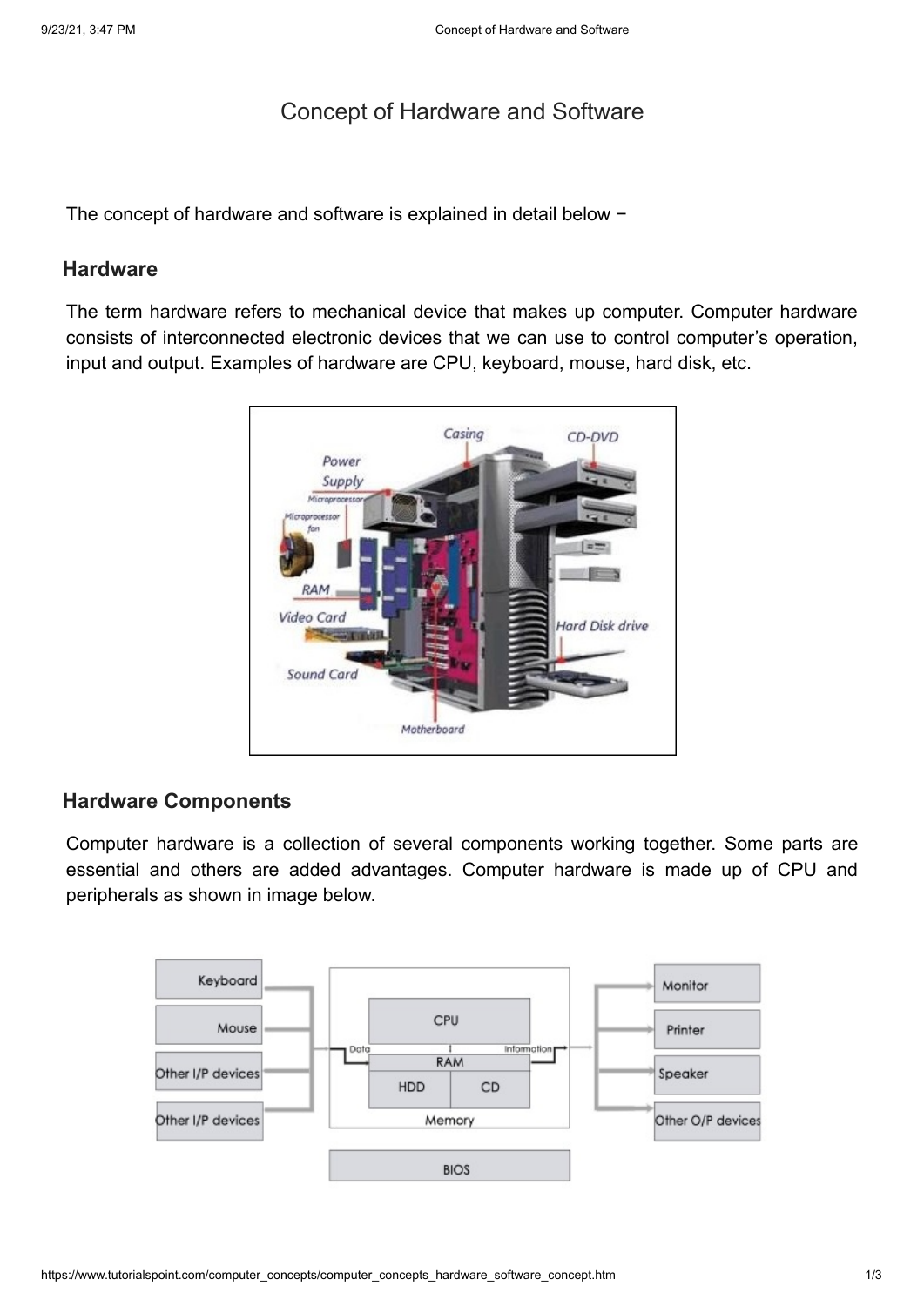# Concept of Hardware and Software

The concept of hardware and software is explained in detail below −

## Hardware

The term hardware refers to mechanical device that makes up computer. Computer hardware consists of interconnected electronic devices that we can use to control computer's operation, input and output. Examples of hardware are CPU, keyboard, mouse, hard disk, etc.

Casing
CD-DVD
Power Supply
Microprocessor
Microprocessor fan
RAM
Video Card
Sound Card
Hard Disk drive
Motherboard

## Hardware Components

Computer hardware is a collection of several components working together. Some parts are essential and others are added advantages. Computer hardware is made up of CPU and peripherals as shown in image below.

Keyboard
Mouse
Other I/P devices
Other I/P devices
Data
CPU
Information
RAM
HDD
CD
Memory
BIOS
Monitor
Printer
Speaker
Other O/P devices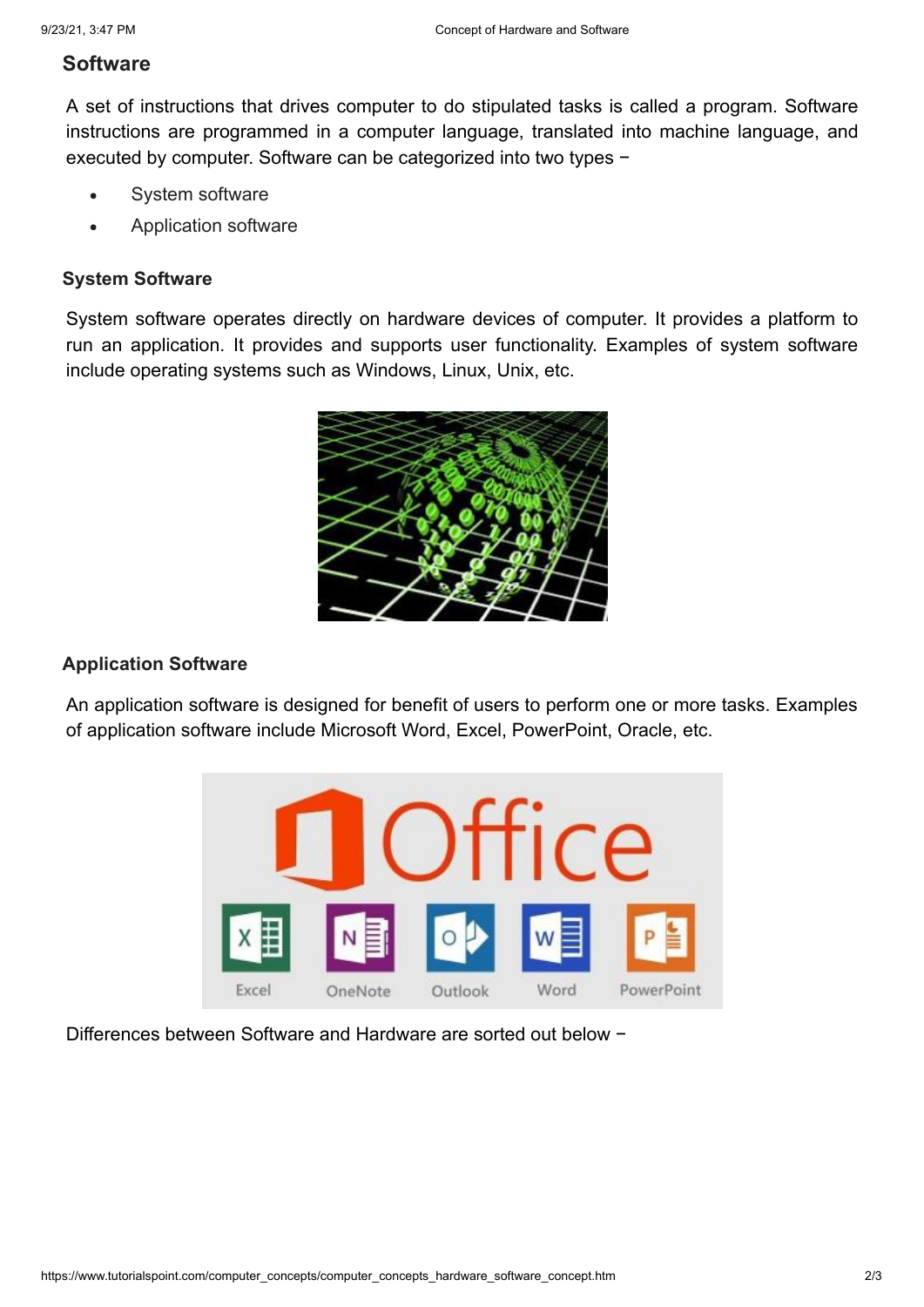## Software

A set of instructions that drives computer to do stipulated tasks is called a program. Software instructions are programmed in a computer language, translated into machine language, and executed by computer. Software can be categorized into two types −

- System software
- Application software

### System Software

System software operates directly on hardware devices of computer. It provides a platform to run an application. It provides and supports user functionality. Examples of system software include operating systems such as Windows, Linux, Unix, etc.

### Application Software

An application software is designed for benefit of users to perform one or more tasks. Examples of application software include Microsoft Word, Excel, PowerPoint, Oracle, etc.

Differences between Software and Hardware are sorted out below −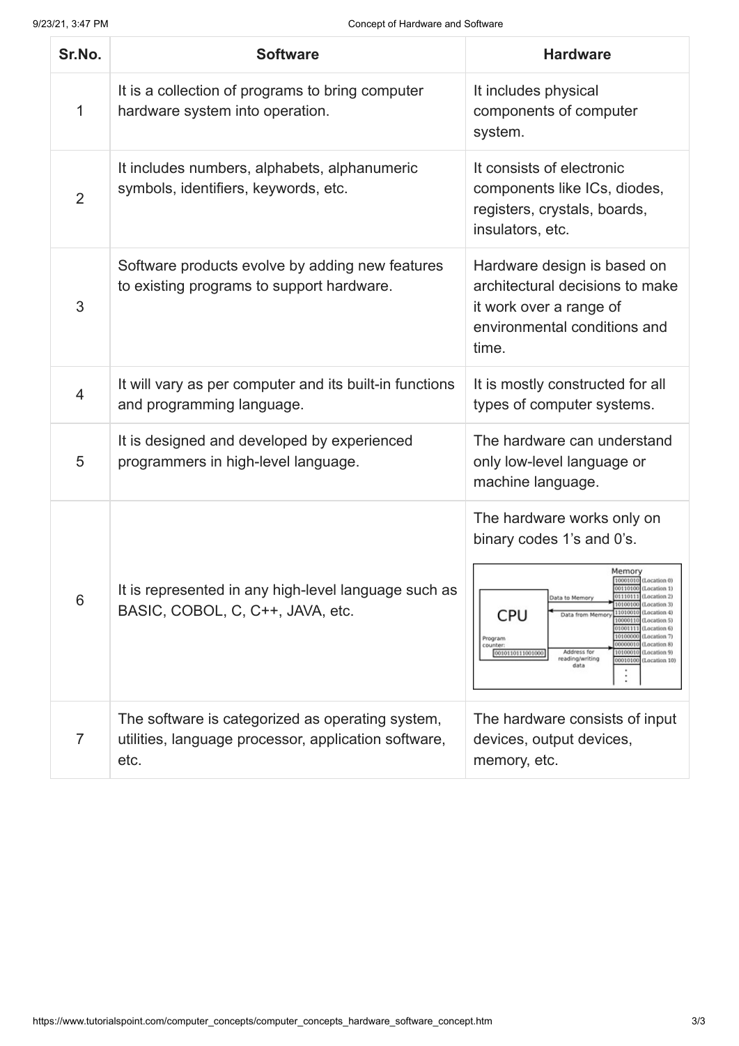| Sr.No. | Software | Hardware |
|---|---|---|
| 1 | It is a collection of programs to bring computer hardware system into operation. | It includes physical components of computer system. |
| 2 | It includes numbers, alphabets, alphanumeric symbols, identifiers, keywords, etc. | It consists of electronic components like ICs, diodes, registers, crystals, boards, insulators, etc. |
| 3 | Software products evolve by adding new features to existing programs to support hardware. | Hardware design is based on architectural decisions to make it work over a range of environmental conditions and time. |
| 4 | It will vary as per computer and its built-in functions and programming language. | It is mostly constructed for all types of computer systems. |
| 5 | It is designed and developed by experienced programmers in high-level language. | The hardware can understand only low-level language or machine language. |
| 6 | It is represented in any high-level language such as BASIC, COBOL, C, C++, JAVA, etc. | The hardware works only on binary codes 1's and 0's. |
| 7 | The software is categorized as operating system, utilities, language processor, application software, etc. | The hardware consists of input devices, output devices, memory, etc. |